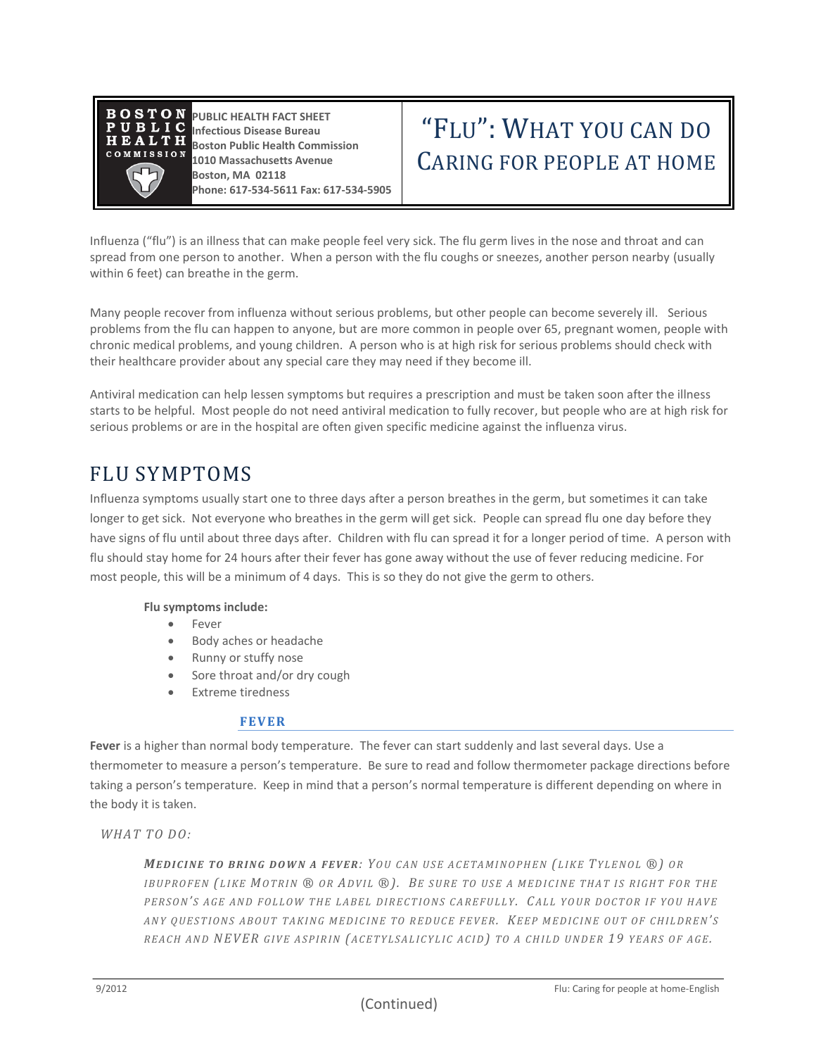BOSTON PUBLIC HEALTH COMMISSION

**PUBLIC HEALTH FACT SHEET**
**Infectious Disease Bureau**
**Boston Public Health Commission**
**1010 Massachusetts Avenue**
**Boston, MA 02118**
**Phone: 617-534-5611 Fax: 617-534-5905**

# "FLU": WHAT YOU CAN DO CARING FOR PEOPLE AT HOME

Influenza ("flu") is an illness that can make people feel very sick. The flu germ lives in the nose and throat and can spread from one person to another. When a person with the flu coughs or sneezes, another person nearby (usually within 6 feet) can breathe in the germ.

Many people recover from influenza without serious problems, but other people can become severely ill. Serious problems from the flu can happen to anyone, but are more common in people over 65, pregnant women, people with chronic medical problems, and young children. A person who is at high risk for serious problems should check with their healthcare provider about any special care they may need if they become ill.

Antiviral medication can help lessen symptoms but requires a prescription and must be taken soon after the illness starts to be helpful. Most people do not need antiviral medication to fully recover, but people who are at high risk for serious problems or are in the hospital are often given specific medicine against the influenza virus.

## FLU SYMPTOMS

Influenza symptoms usually start one to three days after a person breathes in the germ, but sometimes it can take longer to get sick. Not everyone who breathes in the germ will get sick. People can spread flu one day before they have signs of flu until about three days after. Children with flu can spread it for a longer period of time. A person with flu should stay home for 24 hours after their fever has gone away without the use of fever reducing medicine. For most people, this will be a minimum of 4 days. This is so they do not give the germ to others.

**Flu symptoms include:**

- Fever
- Body aches or headache
- Runny or stuffy nose
- Sore throat and/or dry cough
- Extreme tiredness

### FEVER

**Fever** is a higher than normal body temperature. The fever can start suddenly and last several days. Use a thermometer to measure a person's temperature. Be sure to read and follow thermometer package directions before taking a person's temperature. Keep in mind that a person's normal temperature is different depending on where in the body it is taken.

*WHAT TO DO:*

***MEDICINE TO BRING DOWN A FEVER**: YOU CAN USE ACETAMINOPHEN (LIKE TYLENOL ®) OR IBUPROFEN (LIKE MOTRIN ® OR ADVIL ®). BE SURE TO USE A MEDICINE THAT IS RIGHT FOR THE PERSON'S AGE AND FOLLOW THE LABEL DIRECTIONS CAREFULLY. CALL YOUR DOCTOR IF YOU HAVE ANY QUESTIONS ABOUT TAKING MEDICINE TO REDUCE FEVER. KEEP MEDICINE OUT OF CHILDREN'S REACH AND NEVER GIVE ASPIRIN (ACETYLSALICYLIC ACID) TO A CHILD UNDER 19 YEARS OF AGE.*

(Continued)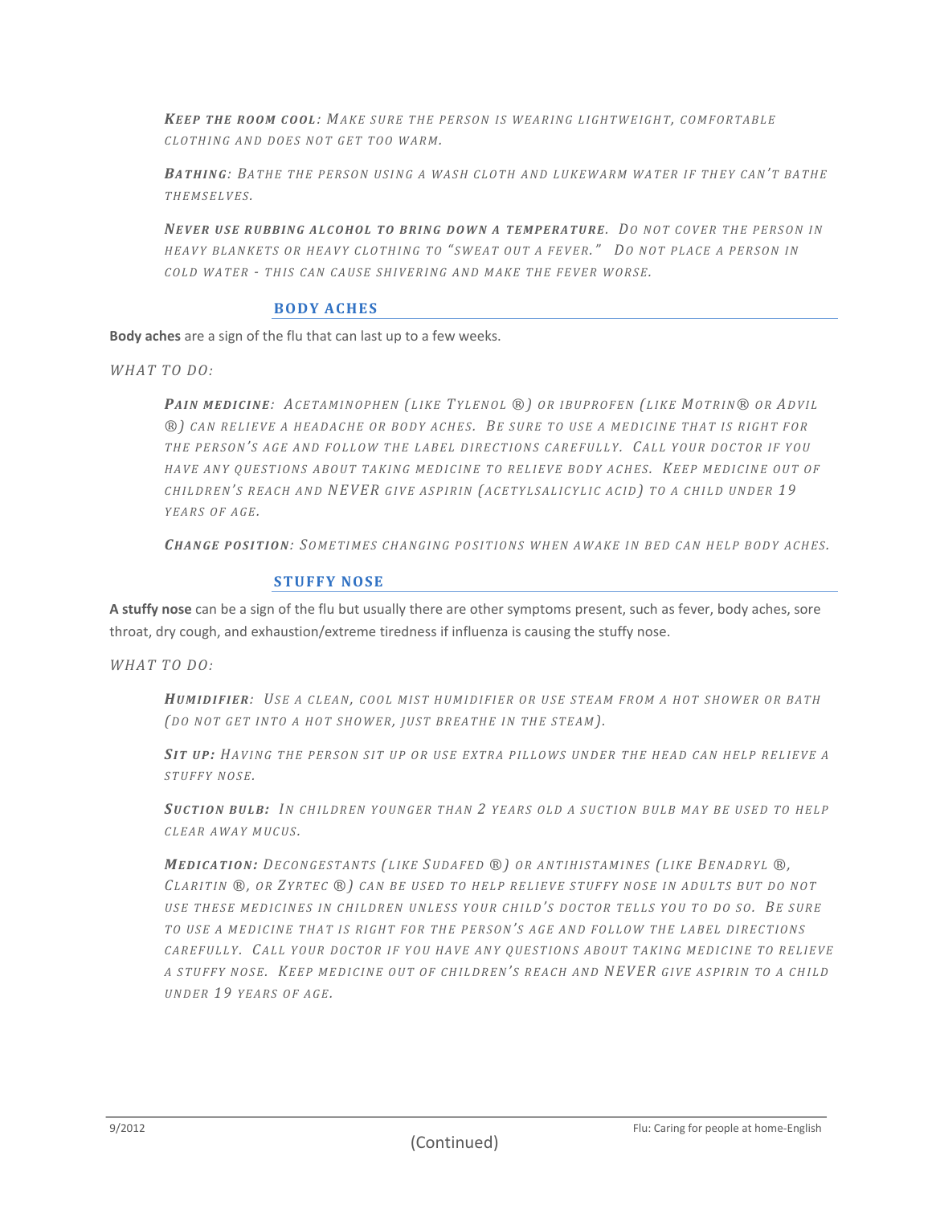*Keep the room cool: Make sure the person is wearing lightweight, comfortable clothing and does not get too warm.*

*Bathing: Bathe the person using a wash cloth and lukewarm water if they can't bathe themselves.*

***Never use rubbing alcohol to bring down a temperature.** Do not cover the person in heavy blankets or heavy clothing to "sweat out a fever." Do not place a person in cold water - this can cause shivering and make the fever worse.*

### BODY ACHES

**Body aches** are a sign of the flu that can last up to a few weeks.

*WHAT TO DO:*

*Pain medicine: Acetaminophen (like Tylenol ®) or ibuprofen (like Motrin® or Advil ®) can relieve a headache or body aches. Be sure to use a medicine that is right for the person's age and follow the label directions carefully. Call your doctor if you have any questions about taking medicine to relieve body aches. Keep medicine out of children's reach and NEVER give aspirin (acetylsalicylic acid) to a child under 19 years of age.*

*Change position: Sometimes changing positions when awake in bed can help body aches.*

### STUFFY NOSE

**A stuffy nose** can be a sign of the flu but usually there are other symptoms present, such as fever, body aches, sore throat, dry cough, and exhaustion/extreme tiredness if influenza is causing the stuffy nose.

*WHAT TO DO:*

*Humidifier: Use a clean, cool mist humidifier or use steam from a hot shower or bath (do not get into a hot shower, just breathe in the steam).*

*Sit up: Having the person sit up or use extra pillows under the head can help relieve a stuffy nose.*

*Suction bulb: In children younger than 2 years old a suction bulb may be used to help clear away mucus.*

*Medication: Decongestants (like Sudafed ®) or antihistamines (like Benadryl ®, Claritin ®, or Zyrtec ®) can be used to help relieve stuffy nose in adults but do not use these medicines in children unless your child's doctor tells you to do so. Be sure to use a medicine that is right for the person's age and follow the label directions carefully. Call your doctor if you have any questions about taking medicine to relieve a stuffy nose. Keep medicine out of children's reach and NEVER give aspirin to a child under 19 years of age.*

(Continued)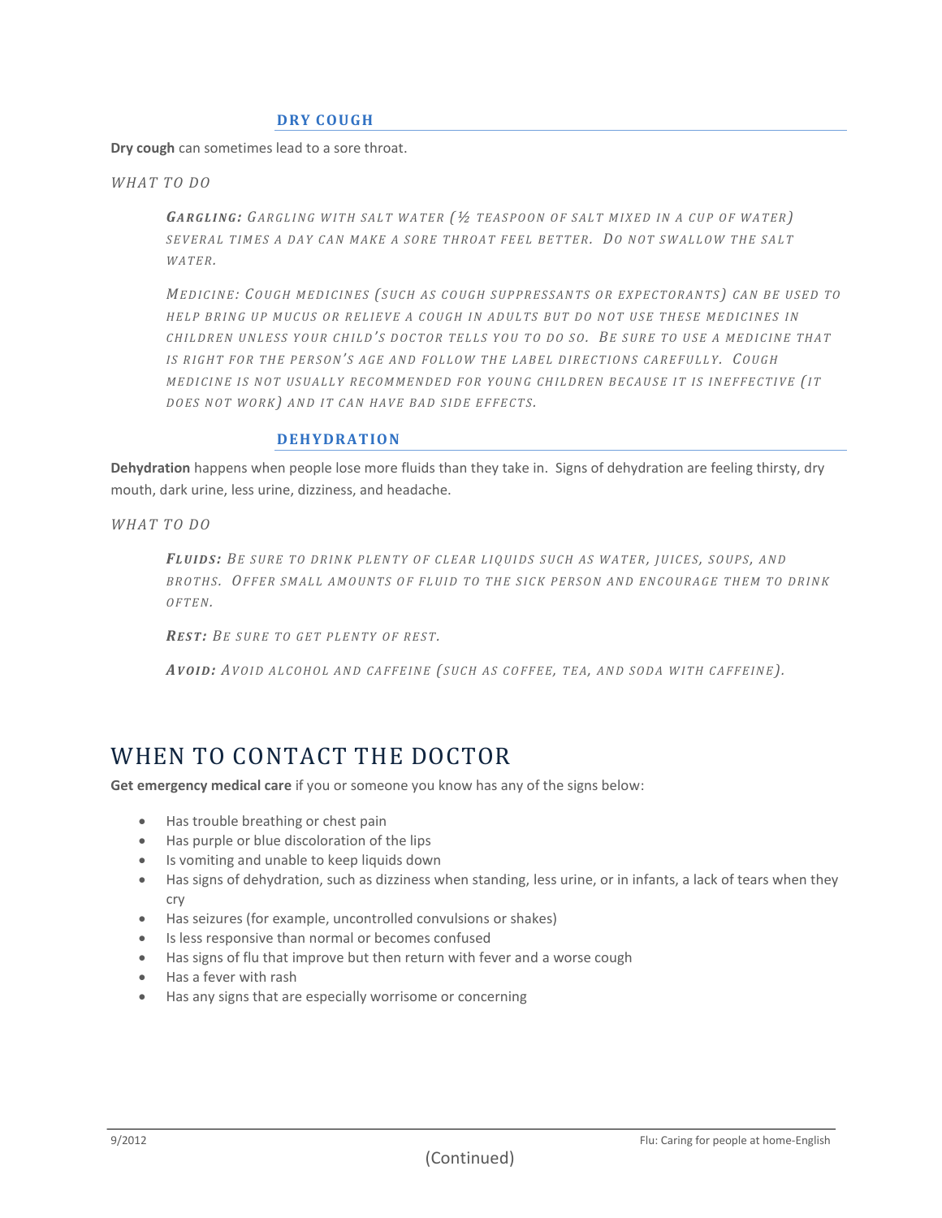### DRY COUGH

**Dry cough** can sometimes lead to a sore throat.

*WHAT TO DO*

> ***Gargling:*** *Gargling with salt water (½ teaspoon of salt mixed in a cup of water) several times a day can make a sore throat feel better. Do not swallow the salt water.*
>
> *Medicine: Cough medicines (such as cough suppressants or expectorants) can be used to help bring up mucus or relieve a cough in adults but do not use these medicines in children unless your child's doctor tells you to do so. Be sure to use a medicine that is right for the person's age and follow the label directions carefully. Cough medicine is not usually recommended for young children because it is ineffective (it does not work) and it can have bad side effects.*

### DEHYDRATION

**Dehydration** happens when people lose more fluids than they take in. Signs of dehydration are feeling thirsty, dry mouth, dark urine, less urine, dizziness, and headache.

*WHAT TO DO*

> ***Fluids:*** *Be sure to drink plenty of clear liquids such as water, juices, soups, and broths. Offer small amounts of fluid to the sick person and encourage them to drink often.*
>
> ***Rest:*** *Be sure to get plenty of rest.*
>
> ***Avoid:*** *Avoid alcohol and caffeine (such as coffee, tea, and soda with caffeine).*

## WHEN TO CONTACT THE DOCTOR

**Get emergency medical care** if you or someone you know has any of the signs below:

- Has trouble breathing or chest pain
- Has purple or blue discoloration of the lips
- Is vomiting and unable to keep liquids down
- Has signs of dehydration, such as dizziness when standing, less urine, or in infants, a lack of tears when they cry
- Has seizures (for example, uncontrolled convulsions or shakes)
- Is less responsive than normal or becomes confused
- Has signs of flu that improve but then return with fever and a worse cough
- Has a fever with rash
- Has any signs that are especially worrisome or concerning

(Continued)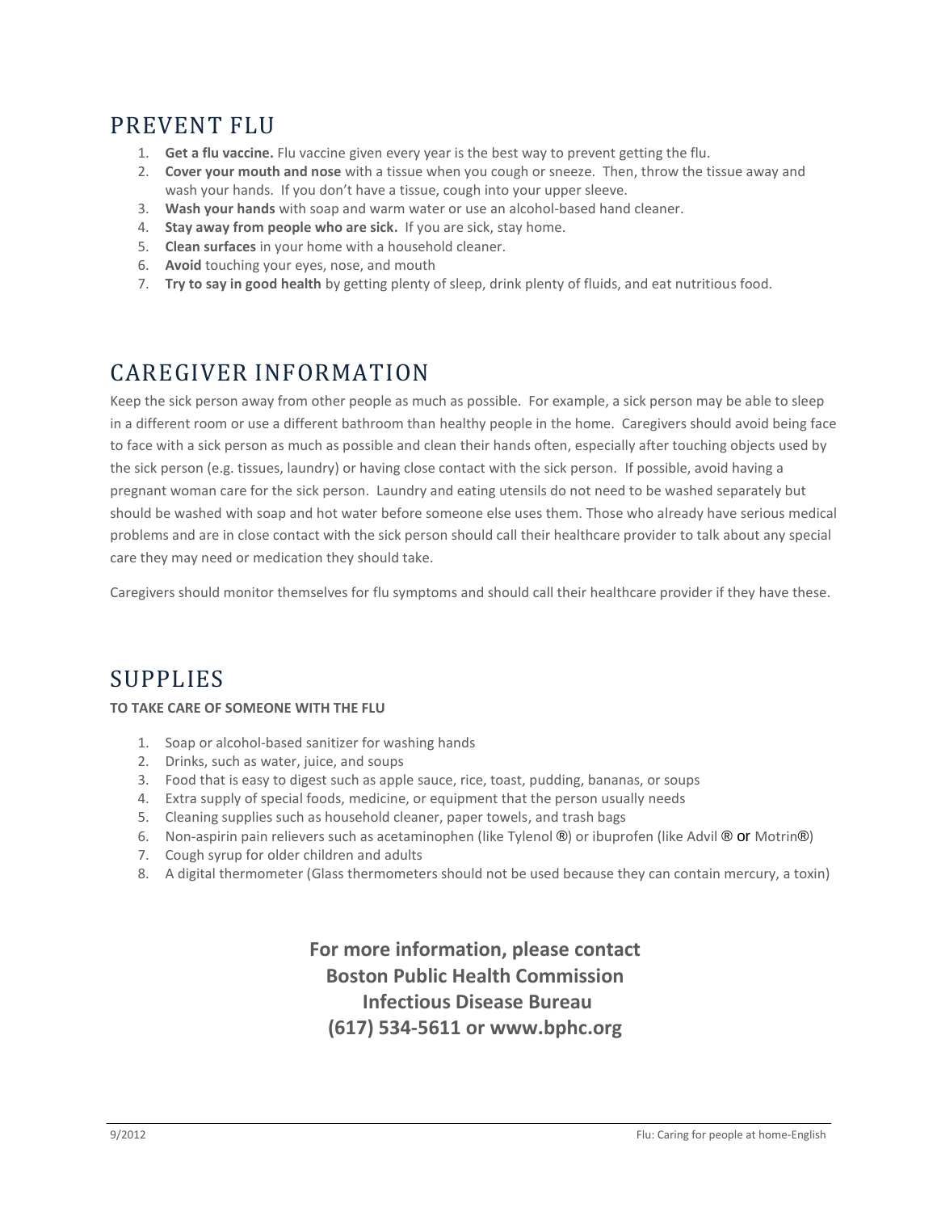## PREVENT FLU

1. **Get a flu vaccine.** Flu vaccine given every year is the best way to prevent getting the flu.
2. **Cover your mouth and nose** with a tissue when you cough or sneeze. Then, throw the tissue away and wash your hands. If you don't have a tissue, cough into your upper sleeve.
3. **Wash your hands** with soap and warm water or use an alcohol-based hand cleaner.
4. **Stay away from people who are sick.** If you are sick, stay home.
5. **Clean surfaces** in your home with a household cleaner.
6. **Avoid** touching your eyes, nose, and mouth
7. **Try to say in good health** by getting plenty of sleep, drink plenty of fluids, and eat nutritious food.

## CAREGIVER INFORMATION

Keep the sick person away from other people as much as possible. For example, a sick person may be able to sleep in a different room or use a different bathroom than healthy people in the home. Caregivers should avoid being face to face with a sick person as much as possible and clean their hands often, especially after touching objects used by the sick person (e.g. tissues, laundry) or having close contact with the sick person. If possible, avoid having a pregnant woman care for the sick person. Laundry and eating utensils do not need to be washed separately but should be washed with soap and hot water before someone else uses them. Those who already have serious medical problems and are in close contact with the sick person should call their healthcare provider to talk about any special care they may need or medication they should take.

Caregivers should monitor themselves for flu symptoms and should call their healthcare provider if they have these.

## SUPPLIES

**TO TAKE CARE OF SOMEONE WITH THE FLU**

1. Soap or alcohol-based sanitizer for washing hands
2. Drinks, such as water, juice, and soups
3. Food that is easy to digest such as apple sauce, rice, toast, pudding, bananas, or soups
4. Extra supply of special foods, medicine, or equipment that the person usually needs
5. Cleaning supplies such as household cleaner, paper towels, and trash bags
6. Non-aspirin pain relievers such as acetaminophen (like Tylenol ®) or ibuprofen (like Advil ® or Motrin®)
7. Cough syrup for older children and adults
8. A digital thermometer (Glass thermometers should not be used because they can contain mercury, a toxin)

**For more information, please contact**
**Boston Public Health Commission**
**Infectious Disease Bureau**
**(617) 534-5611 or www.bphc.org**

9/2012 Flu: Caring for people at home-English